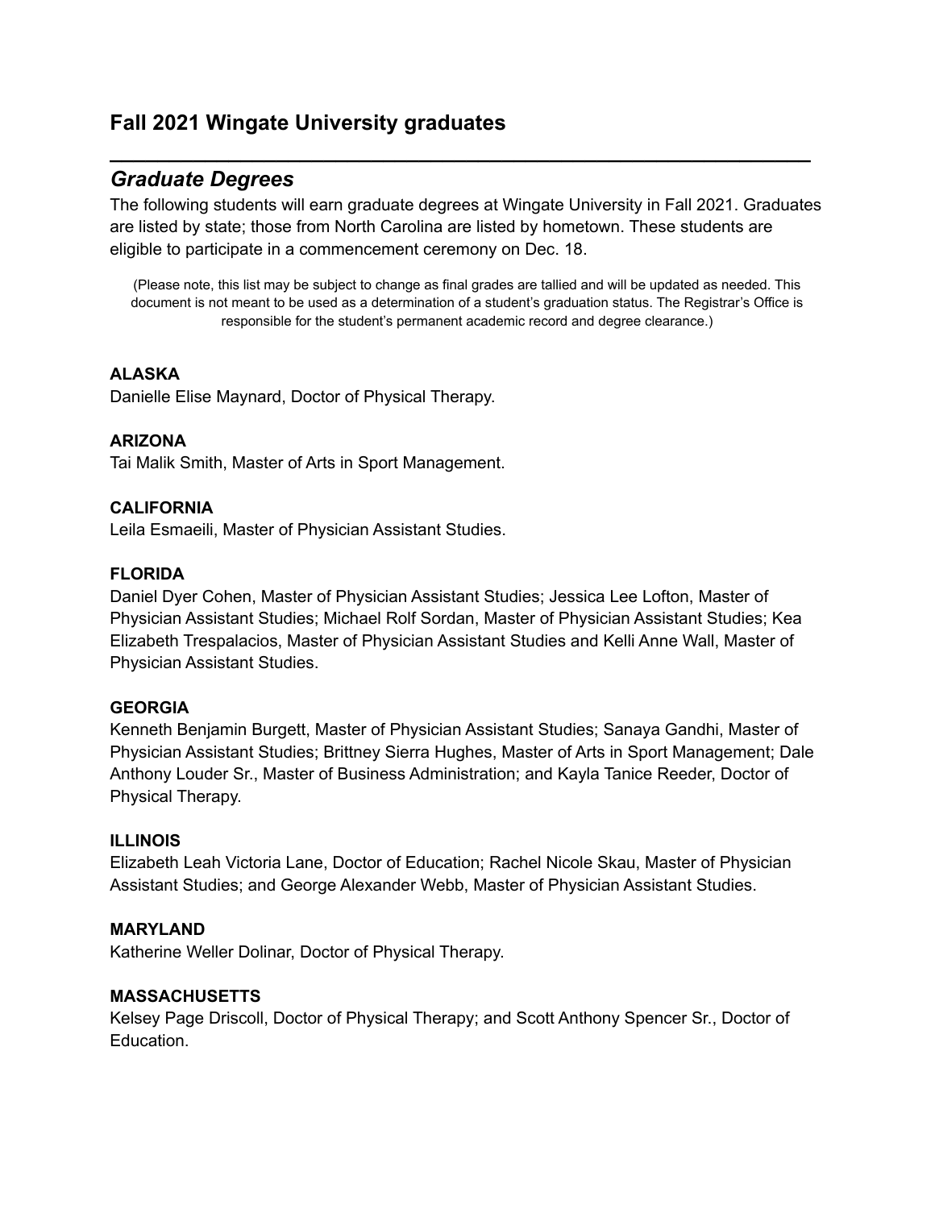## Fall 2021 Wingate University graduates

---

### *Graduate Degrees*

The following students will earn graduate degrees at Wingate University in Fall 2021. Graduates are listed by state; those from North Carolina are listed by hometown. These students are eligible to participate in a commencement ceremony on Dec. 18.

(Please note, this list may be subject to change as final grades are tallied and will be updated as needed. This document is not meant to be used as a determination of a student's graduation status. The Registrar's Office is responsible for the student's permanent academic record and degree clearance.)

**ALASKA**
Danielle Elise Maynard, Doctor of Physical Therapy.

**ARIZONA**
Tai Malik Smith, Master of Arts in Sport Management.

**CALIFORNIA**
Leila Esmaeili, Master of Physician Assistant Studies.

**FLORIDA**
Daniel Dyer Cohen, Master of Physician Assistant Studies; Jessica Lee Lofton, Master of Physician Assistant Studies; Michael Rolf Sordan, Master of Physician Assistant Studies; Kea Elizabeth Trespalacios, Master of Physician Assistant Studies and Kelli Anne Wall, Master of Physician Assistant Studies.

**GEORGIA**
Kenneth Benjamin Burgett, Master of Physician Assistant Studies; Sanaya Gandhi, Master of Physician Assistant Studies; Brittney Sierra Hughes, Master of Arts in Sport Management; Dale Anthony Louder Sr., Master of Business Administration; and Kayla Tanice Reeder, Doctor of Physical Therapy.

**ILLINOIS**
Elizabeth Leah Victoria Lane, Doctor of Education; Rachel Nicole Skau, Master of Physician Assistant Studies; and George Alexander Webb, Master of Physician Assistant Studies.

**MARYLAND**
Katherine Weller Dolinar, Doctor of Physical Therapy.

**MASSACHUSETTS**
Kelsey Page Driscoll, Doctor of Physical Therapy; and Scott Anthony Spencer Sr., Doctor of Education.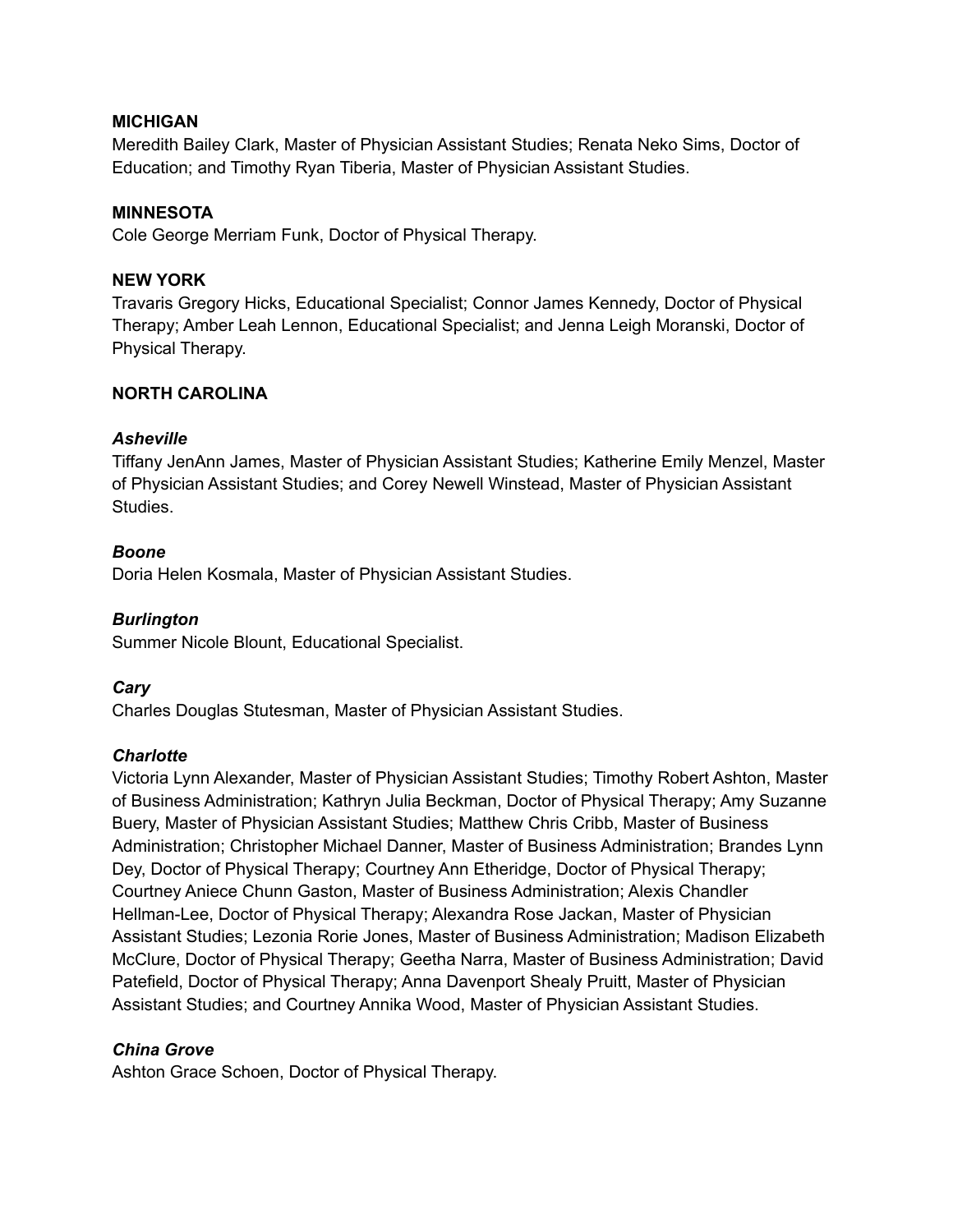**MICHIGAN**
Meredith Bailey Clark, Master of Physician Assistant Studies; Renata Neko Sims, Doctor of Education; and Timothy Ryan Tiberia, Master of Physician Assistant Studies.

**MINNESOTA**
Cole George Merriam Funk, Doctor of Physical Therapy.

**NEW YORK**
Travaris Gregory Hicks, Educational Specialist; Connor James Kennedy, Doctor of Physical Therapy; Amber Leah Lennon, Educational Specialist; and Jenna Leigh Moranski, Doctor of Physical Therapy.

**NORTH CAROLINA**

***Asheville***
Tiffany JenAnn James, Master of Physician Assistant Studies; Katherine Emily Menzel, Master of Physician Assistant Studies; and Corey Newell Winstead, Master of Physician Assistant Studies.

***Boone***
Doria Helen Kosmala, Master of Physician Assistant Studies.

***Burlington***
Summer Nicole Blount, Educational Specialist.

***Cary***
Charles Douglas Stutesman, Master of Physician Assistant Studies.

***Charlotte***
Victoria Lynn Alexander, Master of Physician Assistant Studies; Timothy Robert Ashton, Master of Business Administration; Kathryn Julia Beckman, Doctor of Physical Therapy; Amy Suzanne Buery, Master of Physician Assistant Studies; Matthew Chris Cribb, Master of Business Administration; Christopher Michael Danner, Master of Business Administration; Brandes Lynn Dey, Doctor of Physical Therapy; Courtney Ann Etheridge, Doctor of Physical Therapy; Courtney Aniece Chunn Gaston, Master of Business Administration; Alexis Chandler Hellman-Lee, Doctor of Physical Therapy; Alexandra Rose Jackan, Master of Physician Assistant Studies; Lezonia Rorie Jones, Master of Business Administration; Madison Elizabeth McClure, Doctor of Physical Therapy; Geetha Narra, Master of Business Administration; David Patefield, Doctor of Physical Therapy; Anna Davenport Shealy Pruitt, Master of Physician Assistant Studies; and Courtney Annika Wood, Master of Physician Assistant Studies.

***China Grove***
Ashton Grace Schoen, Doctor of Physical Therapy.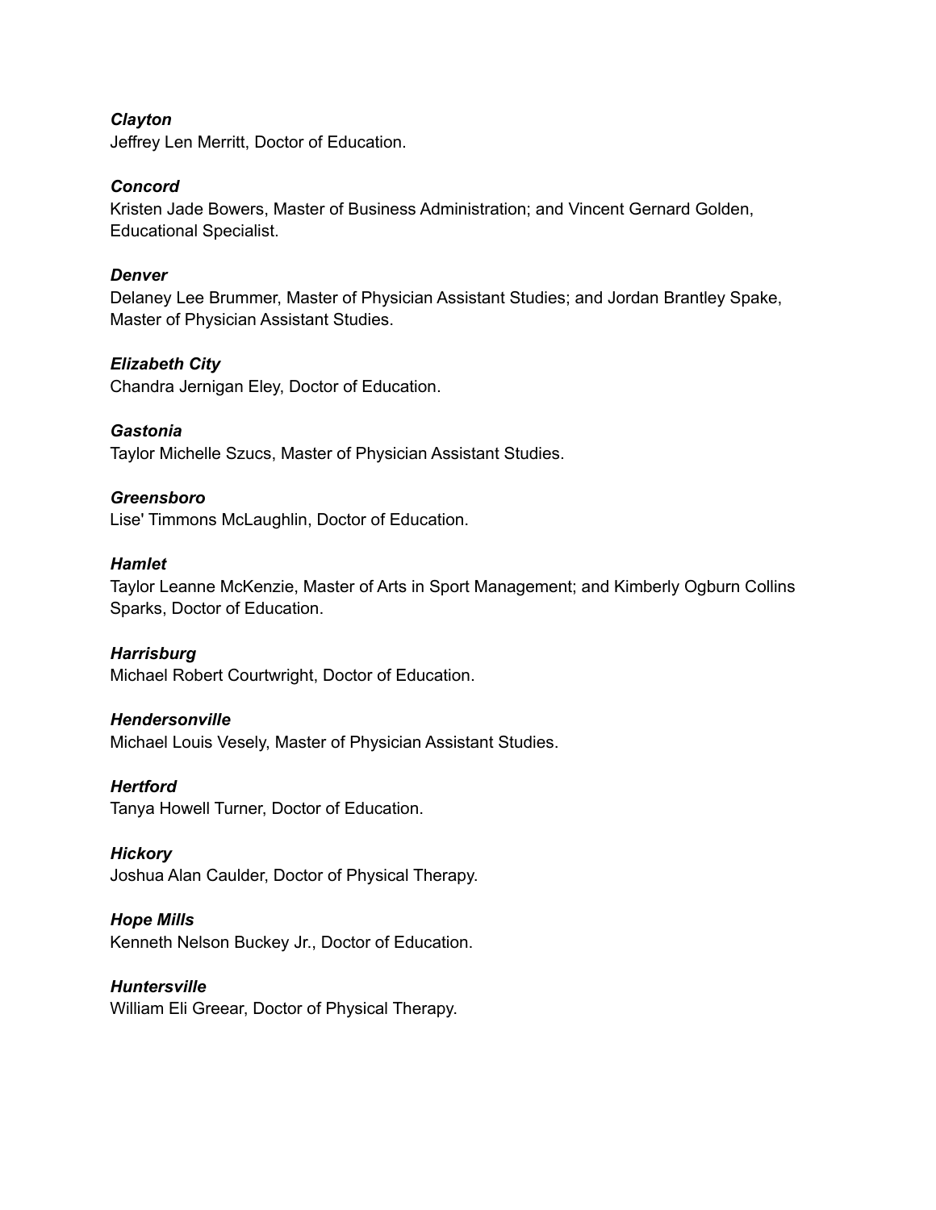***Clayton***
Jeffrey Len Merritt, Doctor of Education.

***Concord***
Kristen Jade Bowers, Master of Business Administration; and Vincent Gernard Golden, Educational Specialist.

***Denver***
Delaney Lee Brummer, Master of Physician Assistant Studies; and Jordan Brantley Spake, Master of Physician Assistant Studies.

***Elizabeth City***
Chandra Jernigan Eley, Doctor of Education.

***Gastonia***
Taylor Michelle Szucs, Master of Physician Assistant Studies.

***Greensboro***
Lise' Timmons McLaughlin, Doctor of Education.

***Hamlet***
Taylor Leanne McKenzie, Master of Arts in Sport Management; and Kimberly Ogburn Collins Sparks, Doctor of Education.

***Harrisburg***
Michael Robert Courtwright, Doctor of Education.

***Hendersonville***
Michael Louis Vesely, Master of Physician Assistant Studies.

***Hertford***
Tanya Howell Turner, Doctor of Education.

***Hickory***
Joshua Alan Caulder, Doctor of Physical Therapy.

***Hope Mills***
Kenneth Nelson Buckey Jr., Doctor of Education.

***Huntersville***
William Eli Greear, Doctor of Physical Therapy.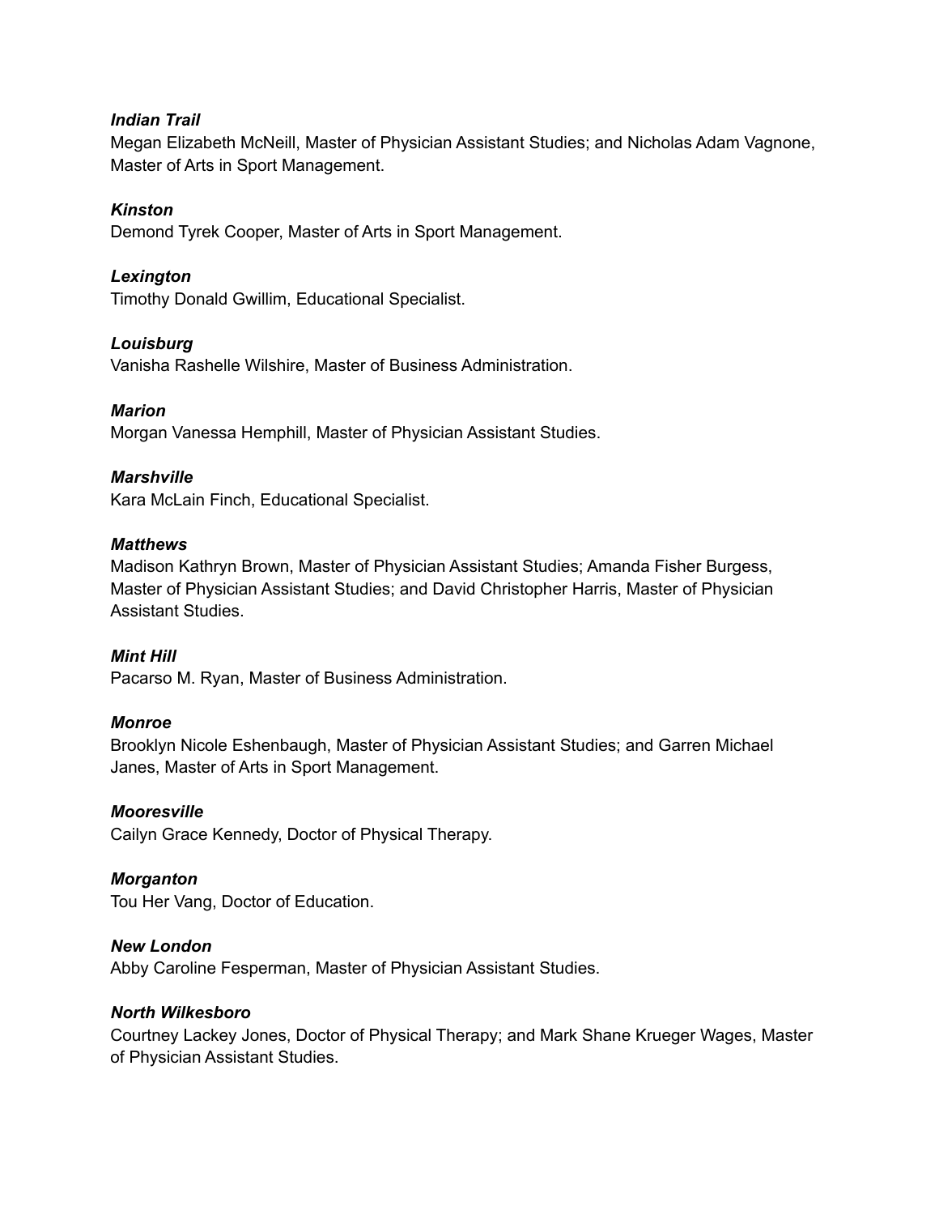***Indian Trail***
Megan Elizabeth McNeill, Master of Physician Assistant Studies; and Nicholas Adam Vagnone, Master of Arts in Sport Management.

***Kinston***
Demond Tyrek Cooper, Master of Arts in Sport Management.

***Lexington***
Timothy Donald Gwillim, Educational Specialist.

***Louisburg***
Vanisha Rashelle Wilshire, Master of Business Administration.

***Marion***
Morgan Vanessa Hemphill, Master of Physician Assistant Studies.

***Marshville***
Kara McLain Finch, Educational Specialist.

***Matthews***
Madison Kathryn Brown, Master of Physician Assistant Studies; Amanda Fisher Burgess, Master of Physician Assistant Studies; and David Christopher Harris, Master of Physician Assistant Studies.

***Mint Hill***
Pacarso M. Ryan, Master of Business Administration.

***Monroe***
Brooklyn Nicole Eshenbaugh, Master of Physician Assistant Studies; and Garren Michael Janes, Master of Arts in Sport Management.

***Mooresville***
Cailyn Grace Kennedy, Doctor of Physical Therapy.

***Morganton***
Tou Her Vang, Doctor of Education.

***New London***
Abby Caroline Fesperman, Master of Physician Assistant Studies.

***North Wilkesboro***
Courtney Lackey Jones, Doctor of Physical Therapy; and Mark Shane Krueger Wages, Master of Physician Assistant Studies.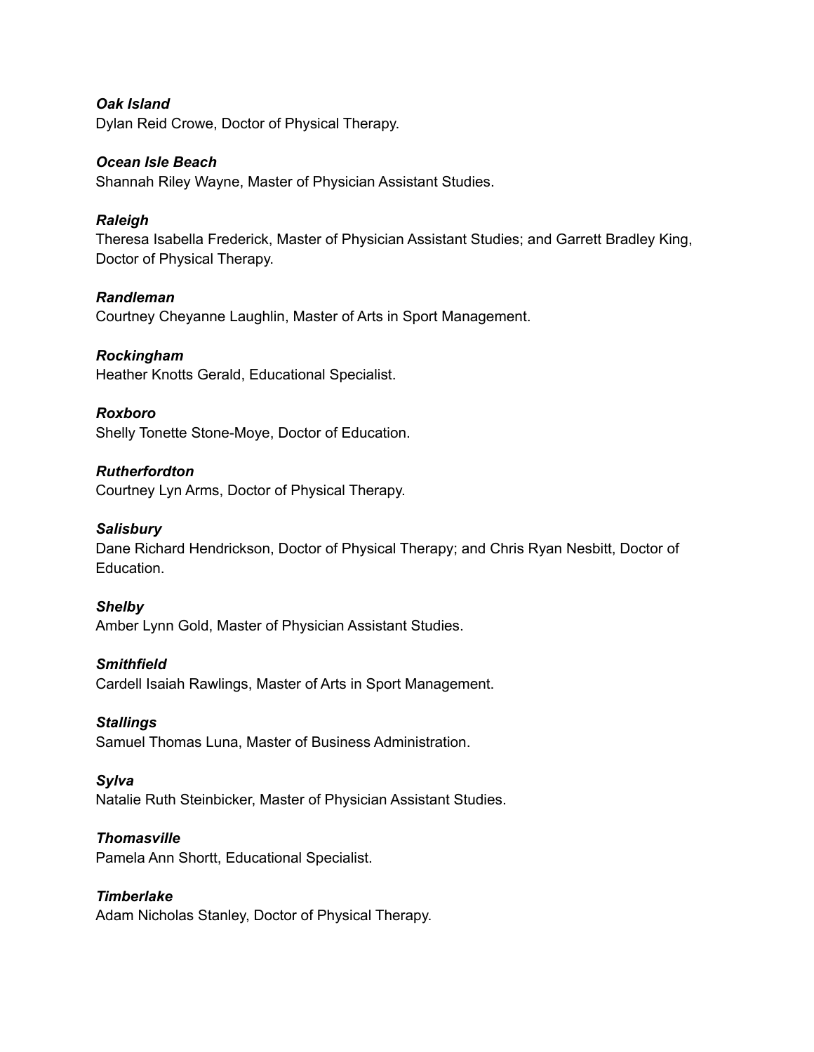***Oak Island***
Dylan Reid Crowe, Doctor of Physical Therapy.

***Ocean Isle Beach***
Shannah Riley Wayne, Master of Physician Assistant Studies.

***Raleigh***
Theresa Isabella Frederick, Master of Physician Assistant Studies; and Garrett Bradley King, Doctor of Physical Therapy.

***Randleman***
Courtney Cheyanne Laughlin, Master of Arts in Sport Management.

***Rockingham***
Heather Knotts Gerald, Educational Specialist.

***Roxboro***
Shelly Tonette Stone-Moye, Doctor of Education.

***Rutherfordton***
Courtney Lyn Arms, Doctor of Physical Therapy.

***Salisbury***
Dane Richard Hendrickson, Doctor of Physical Therapy; and Chris Ryan Nesbitt, Doctor of Education.

***Shelby***
Amber Lynn Gold, Master of Physician Assistant Studies.

***Smithfield***
Cardell Isaiah Rawlings, Master of Arts in Sport Management.

***Stallings***
Samuel Thomas Luna, Master of Business Administration.

***Sylva***
Natalie Ruth Steinbicker, Master of Physician Assistant Studies.

***Thomasville***
Pamela Ann Shortt, Educational Specialist.

***Timberlake***
Adam Nicholas Stanley, Doctor of Physical Therapy.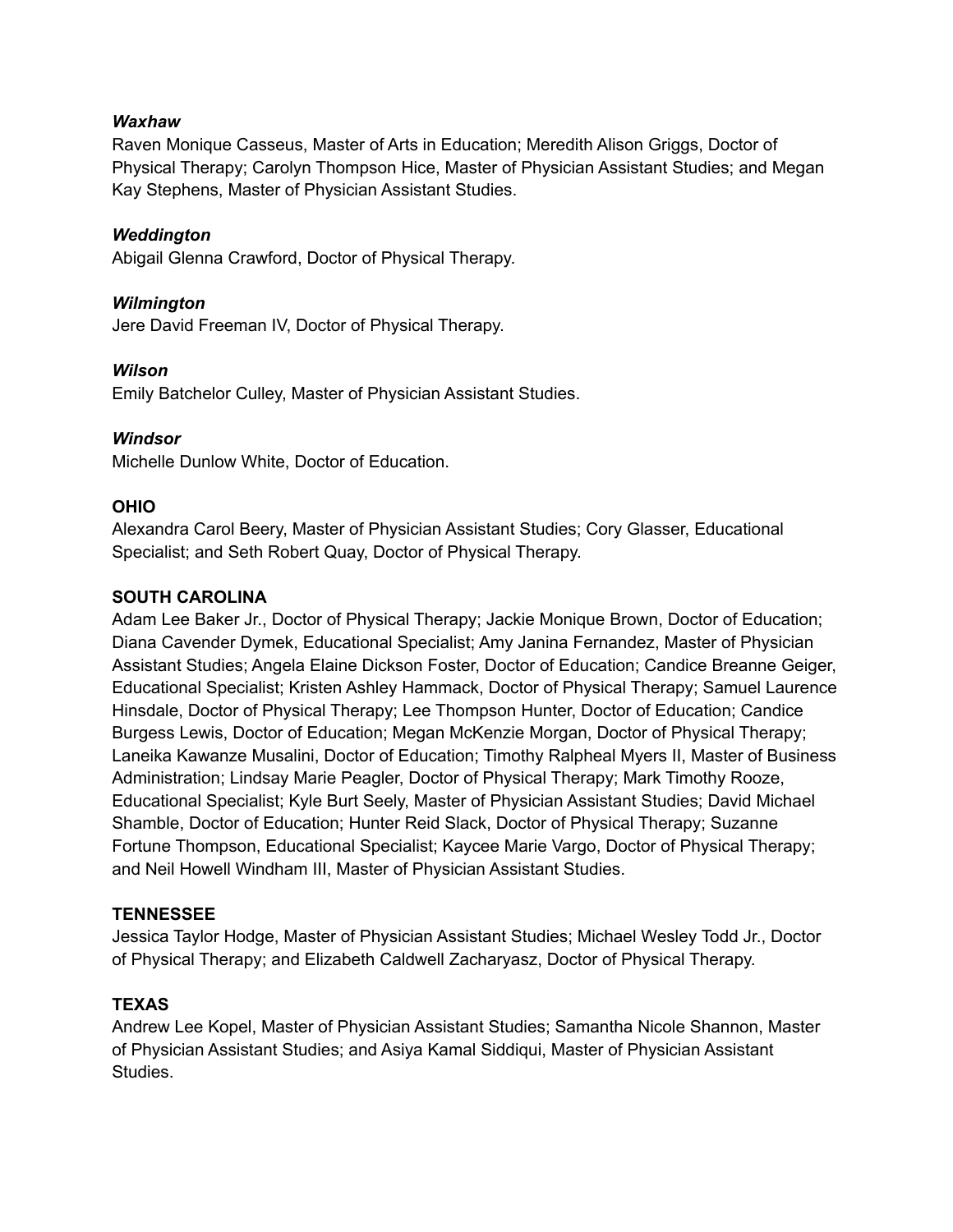***Waxhaw***

Raven Monique Casseus, Master of Arts in Education; Meredith Alison Griggs, Doctor of Physical Therapy; Carolyn Thompson Hice, Master of Physician Assistant Studies; and Megan Kay Stephens, Master of Physician Assistant Studies.

***Weddington***

Abigail Glenna Crawford, Doctor of Physical Therapy.

***Wilmington***

Jere David Freeman IV, Doctor of Physical Therapy.

***Wilson***

Emily Batchelor Culley, Master of Physician Assistant Studies.

***Windsor***

Michelle Dunlow White, Doctor of Education.

**OHIO**

Alexandra Carol Beery, Master of Physician Assistant Studies; Cory Glasser, Educational Specialist; and Seth Robert Quay, Doctor of Physical Therapy.

**SOUTH CAROLINA**

Adam Lee Baker Jr., Doctor of Physical Therapy; Jackie Monique Brown, Doctor of Education; Diana Cavender Dymek, Educational Specialist; Amy Janina Fernandez, Master of Physician Assistant Studies; Angela Elaine Dickson Foster, Doctor of Education; Candice Breanne Geiger, Educational Specialist; Kristen Ashley Hammack, Doctor of Physical Therapy; Samuel Laurence Hinsdale, Doctor of Physical Therapy; Lee Thompson Hunter, Doctor of Education; Candice Burgess Lewis, Doctor of Education; Megan McKenzie Morgan, Doctor of Physical Therapy; Laneika Kawanze Musalini, Doctor of Education; Timothy Ralpheal Myers II, Master of Business Administration; Lindsay Marie Peagler, Doctor of Physical Therapy; Mark Timothy Rooze, Educational Specialist; Kyle Burt Seely, Master of Physician Assistant Studies; David Michael Shamble, Doctor of Education; Hunter Reid Slack, Doctor of Physical Therapy; Suzanne Fortune Thompson, Educational Specialist; Kaycee Marie Vargo, Doctor of Physical Therapy; and Neil Howell Windham III, Master of Physician Assistant Studies.

**TENNESSEE**

Jessica Taylor Hodge, Master of Physician Assistant Studies; Michael Wesley Todd Jr., Doctor of Physical Therapy; and Elizabeth Caldwell Zacharyasz, Doctor of Physical Therapy.

**TEXAS**

Andrew Lee Kopel, Master of Physician Assistant Studies; Samantha Nicole Shannon, Master of Physician Assistant Studies; and Asiya Kamal Siddiqui, Master of Physician Assistant Studies.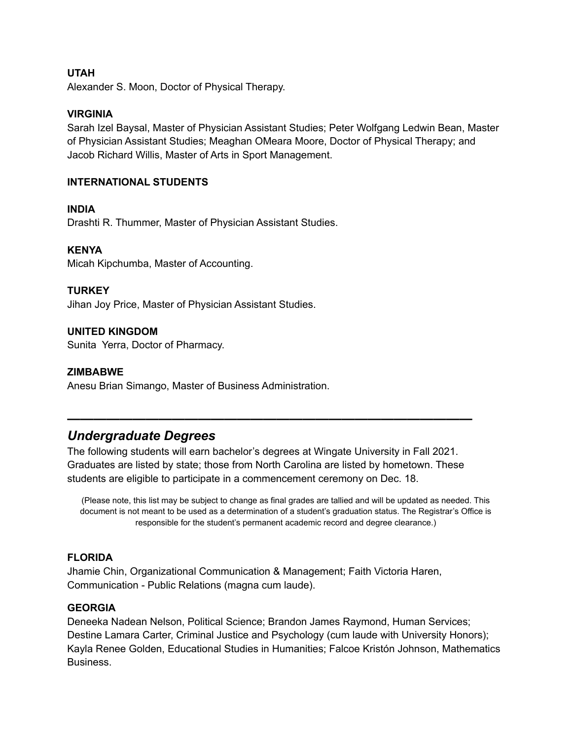**UTAH**
Alexander S. Moon, Doctor of Physical Therapy.

**VIRGINIA**
Sarah Izel Baysal, Master of Physician Assistant Studies; Peter Wolfgang Ledwin Bean, Master of Physician Assistant Studies; Meaghan OMeara Moore, Doctor of Physical Therapy; and Jacob Richard Willis, Master of Arts in Sport Management.

**INTERNATIONAL STUDENTS**

**INDIA**
Drashti R. Thummer, Master of Physician Assistant Studies.

**KENYA**
Micah Kipchumba, Master of Accounting.

**TURKEY**
Jihan Joy Price, Master of Physician Assistant Studies.

**UNITED KINGDOM**
Sunita Yerra, Doctor of Pharmacy.

**ZIMBABWE**
Anesu Brian Simango, Master of Business Administration.

---

## *Undergraduate Degrees*

The following students will earn bachelor's degrees at Wingate University in Fall 2021. Graduates are listed by state; those from North Carolina are listed by hometown. These students are eligible to participate in a commencement ceremony on Dec. 18.

(Please note, this list may be subject to change as final grades are tallied and will be updated as needed. This document is not meant to be used as a determination of a student's graduation status. The Registrar's Office is responsible for the student's permanent academic record and degree clearance.)

**FLORIDA**
Jhamie Chin, Organizational Communication & Management; Faith Victoria Haren, Communication - Public Relations (magna cum laude).

**GEORGIA**
Deneeka Nadean Nelson, Political Science; Brandon James Raymond, Human Services; Destine Lamara Carter, Criminal Justice and Psychology (cum laude with University Honors); Kayla Renee Golden, Educational Studies in Humanities; Falcoe Kristón Johnson, Mathematics Business.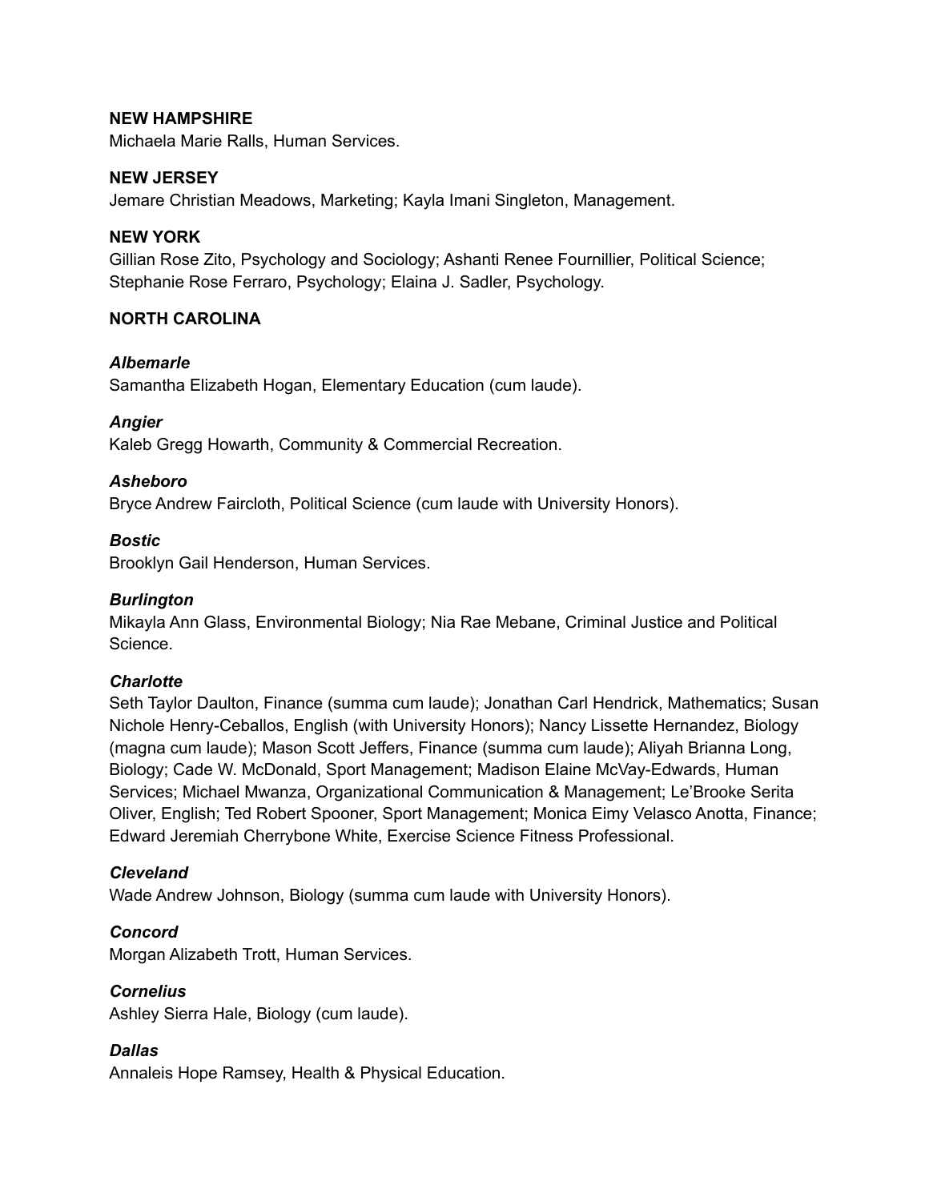**NEW HAMPSHIRE**
Michaela Marie Ralls, Human Services.

**NEW JERSEY**
Jemare Christian Meadows, Marketing; Kayla Imani Singleton, Management.

**NEW YORK**
Gillian Rose Zito, Psychology and Sociology; Ashanti Renee Fournillier, Political Science; Stephanie Rose Ferraro, Psychology; Elaina J. Sadler, Psychology.

**NORTH CAROLINA**

***Albemarle***
Samantha Elizabeth Hogan, Elementary Education (cum laude).

***Angier***
Kaleb Gregg Howarth, Community & Commercial Recreation.

***Asheboro***
Bryce Andrew Faircloth, Political Science (cum laude with University Honors).

***Bostic***
Brooklyn Gail Henderson, Human Services.

***Burlington***
Mikayla Ann Glass, Environmental Biology; Nia Rae Mebane, Criminal Justice and Political Science.

***Charlotte***
Seth Taylor Daulton, Finance (summa cum laude); Jonathan Carl Hendrick, Mathematics; Susan Nichole Henry-Ceballos, English (with University Honors); Nancy Lissette Hernandez, Biology (magna cum laude); Mason Scott Jeffers, Finance (summa cum laude); Aliyah Brianna Long, Biology; Cade W. McDonald, Sport Management; Madison Elaine McVay-Edwards, Human Services; Michael Mwanza, Organizational Communication & Management; Le'Brooke Serita Oliver, English; Ted Robert Spooner, Sport Management; Monica Eimy Velasco Anotta, Finance; Edward Jeremiah Cherrybone White, Exercise Science Fitness Professional.

***Cleveland***
Wade Andrew Johnson, Biology (summa cum laude with University Honors).

***Concord***
Morgan Alizabeth Trott, Human Services.

***Cornelius***
Ashley Sierra Hale, Biology (cum laude).

***Dallas***
Annaleis Hope Ramsey, Health & Physical Education.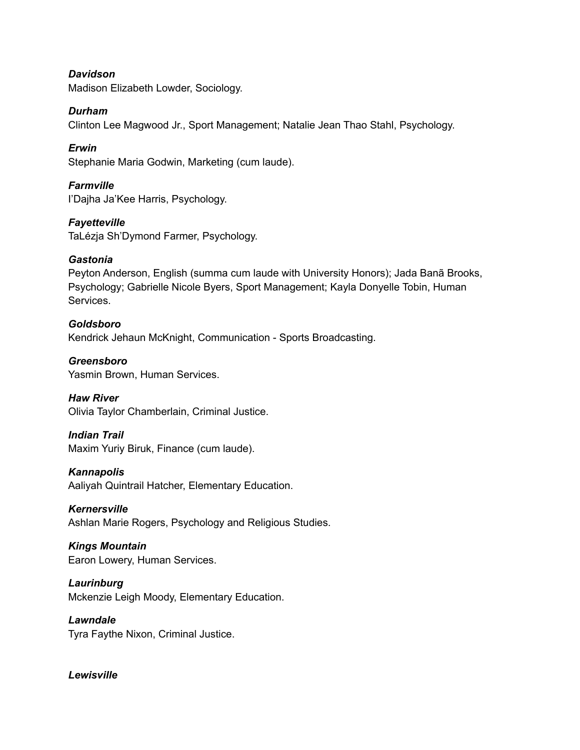***Davidson***
Madison Elizabeth Lowder, Sociology.

***Durham***
Clinton Lee Magwood Jr., Sport Management; Natalie Jean Thao Stahl, Psychology.

***Erwin***
Stephanie Maria Godwin, Marketing (cum laude).

***Farmville***
I'Dajha Ja'Kee Harris, Psychology.

***Fayetteville***
TaLézja Sh'Dymond Farmer, Psychology.

***Gastonia***
Peyton Anderson, English (summa cum laude with University Honors); Jada Banã Brooks, Psychology; Gabrielle Nicole Byers, Sport Management; Kayla Donyelle Tobin, Human Services.

***Goldsboro***
Kendrick Jehaun McKnight, Communication - Sports Broadcasting.

***Greensboro***
Yasmin Brown, Human Services.

***Haw River***
Olivia Taylor Chamberlain, Criminal Justice.

***Indian Trail***
Maxim Yuriy Biruk, Finance (cum laude).

***Kannapolis***
Aaliyah Quintrail Hatcher, Elementary Education.

***Kernersville***
Ashlan Marie Rogers, Psychology and Religious Studies.

***Kings Mountain***
Earon Lowery, Human Services.

***Laurinburg***
Mckenzie Leigh Moody, Elementary Education.

***Lawndale***
Tyra Faythe Nixon, Criminal Justice.

***Lewisville***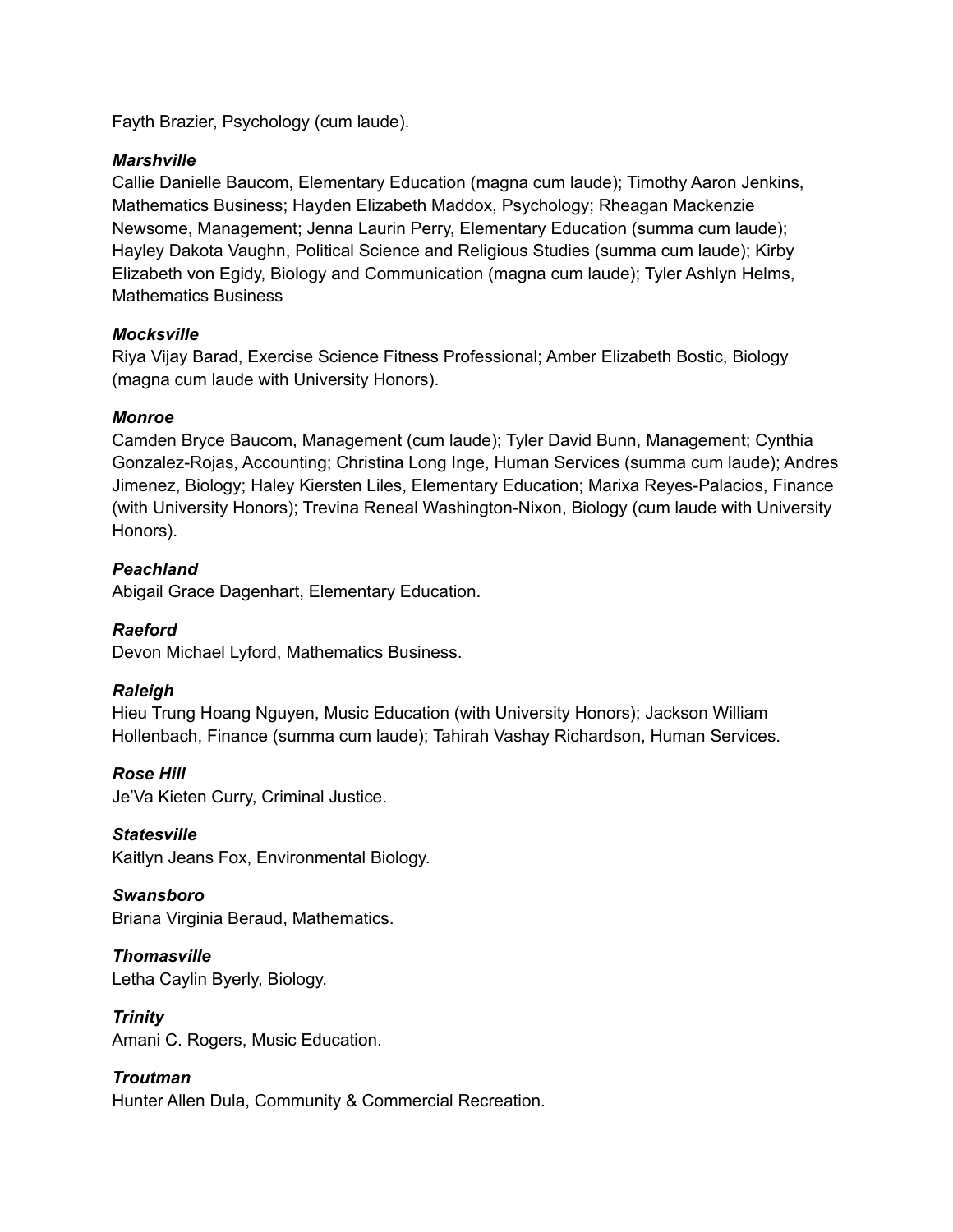Fayth Brazier, Psychology (cum laude).

***Marshville***

Callie Danielle Baucom, Elementary Education (magna cum laude); Timothy Aaron Jenkins, Mathematics Business; Hayden Elizabeth Maddox, Psychology; Rheagan Mackenzie Newsome, Management; Jenna Laurin Perry, Elementary Education (summa cum laude); Hayley Dakota Vaughn, Political Science and Religious Studies (summa cum laude); Kirby Elizabeth von Egidy, Biology and Communication (magna cum laude); Tyler Ashlyn Helms, Mathematics Business

***Mocksville***

Riya Vijay Barad, Exercise Science Fitness Professional; Amber Elizabeth Bostic, Biology (magna cum laude with University Honors).

***Monroe***

Camden Bryce Baucom, Management (cum laude); Tyler David Bunn, Management; Cynthia Gonzalez-Rojas, Accounting; Christina Long Inge, Human Services (summa cum laude); Andres Jimenez, Biology; Haley Kiersten Liles, Elementary Education; Marixa Reyes-Palacios, Finance (with University Honors); Trevina Reneal Washington-Nixon, Biology (cum laude with University Honors).

***Peachland***

Abigail Grace Dagenhart, Elementary Education.

***Raeford***

Devon Michael Lyford, Mathematics Business.

***Raleigh***

Hieu Trung Hoang Nguyen, Music Education (with University Honors); Jackson William Hollenbach, Finance (summa cum laude); Tahirah Vashay Richardson, Human Services.

***Rose Hill***

Je'Va Kieten Curry, Criminal Justice.

***Statesville***

Kaitlyn Jeans Fox, Environmental Biology.

***Swansboro***

Briana Virginia Beraud, Mathematics.

***Thomasville***

Letha Caylin Byerly, Biology.

***Trinity***

Amani C. Rogers, Music Education.

***Troutman***

Hunter Allen Dula, Community & Commercial Recreation.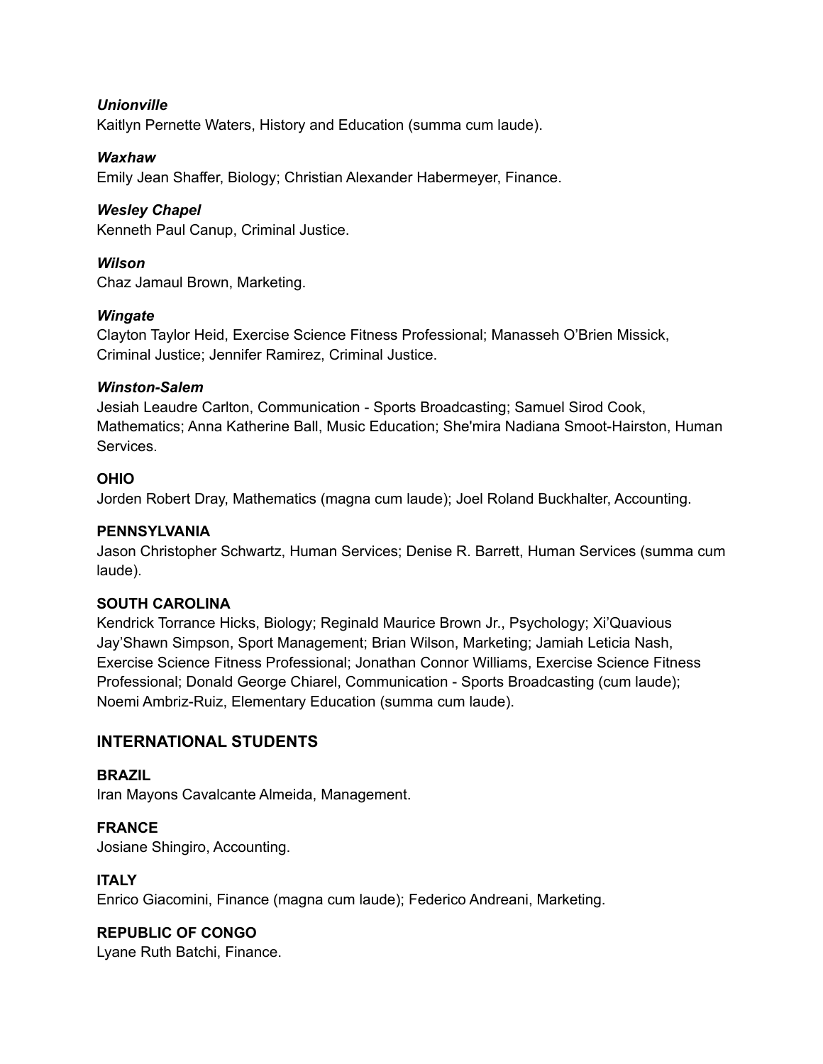***Unionville***
Kaitlyn Pernette Waters, History and Education (summa cum laude).

***Waxhaw***
Emily Jean Shaffer, Biology; Christian Alexander Habermeyer, Finance.

***Wesley Chapel***
Kenneth Paul Canup, Criminal Justice.

***Wilson***
Chaz Jamaul Brown, Marketing.

***Wingate***
Clayton Taylor Heid, Exercise Science Fitness Professional; Manasseh O'Brien Missick, Criminal Justice; Jennifer Ramirez, Criminal Justice.

***Winston-Salem***
Jesiah Leaudre Carlton, Communication - Sports Broadcasting; Samuel Sirod Cook, Mathematics; Anna Katherine Ball, Music Education; She'mira Nadiana Smoot-Hairston, Human Services.

**OHIO**
Jorden Robert Dray, Mathematics (magna cum laude); Joel Roland Buckhalter, Accounting.

**PENNSYLVANIA**
Jason Christopher Schwartz, Human Services; Denise R. Barrett, Human Services (summa cum laude).

**SOUTH CAROLINA**
Kendrick Torrance Hicks, Biology; Reginald Maurice Brown Jr., Psychology; Xi'Quavious Jay'Shawn Simpson, Sport Management; Brian Wilson, Marketing; Jamiah Leticia Nash, Exercise Science Fitness Professional; Jonathan Connor Williams, Exercise Science Fitness Professional; Donald George Chiarel, Communication - Sports Broadcasting (cum laude); Noemi Ambriz-Ruiz, Elementary Education (summa cum laude).

## INTERNATIONAL STUDENTS

**BRAZIL**
Iran Mayons Cavalcante Almeida, Management.

**FRANCE**
Josiane Shingiro, Accounting.

**ITALY**
Enrico Giacomini, Finance (magna cum laude); Federico Andreani, Marketing.

**REPUBLIC OF CONGO**
Lyane Ruth Batchi, Finance.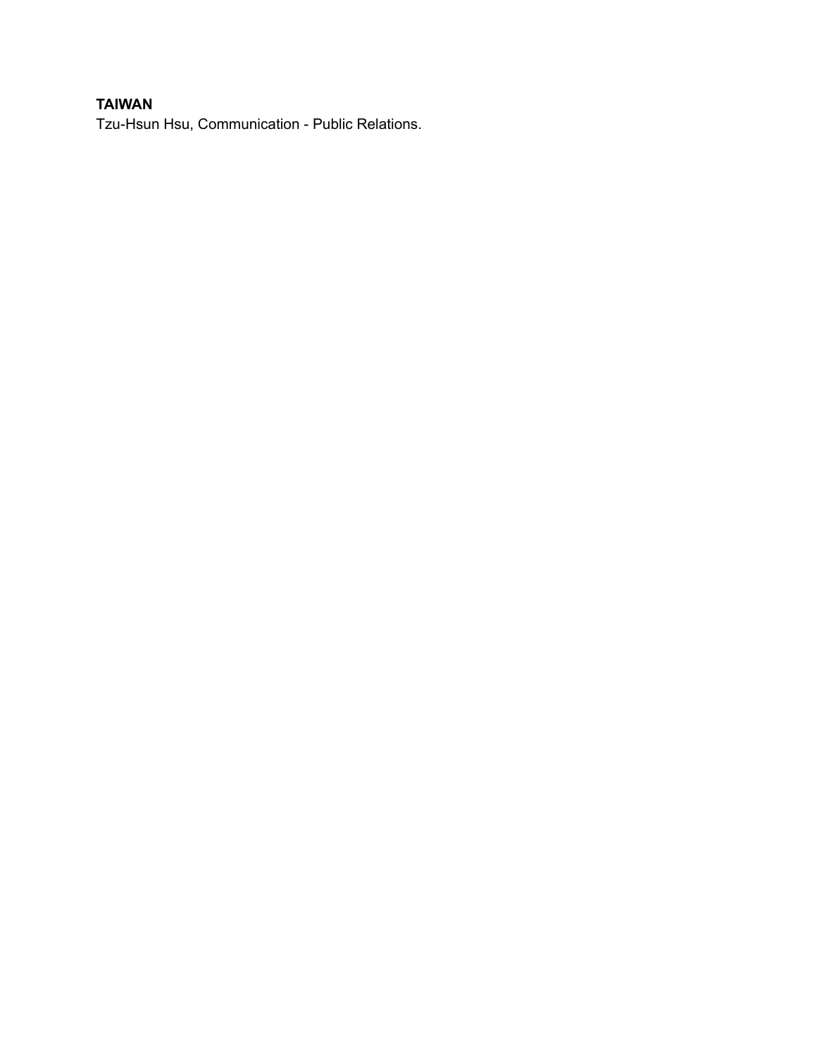**TAIWAN**
Tzu-Hsun Hsu, Communication - Public Relations.